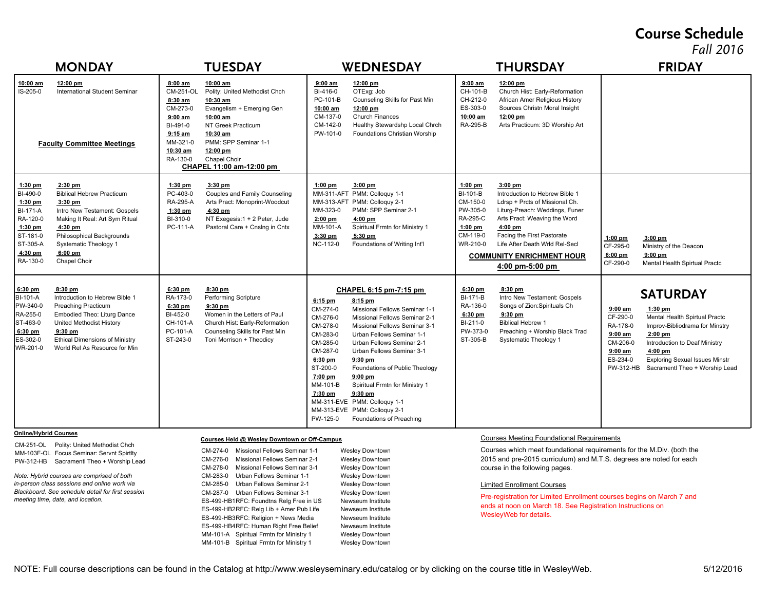# Course Schedule

*Fall 2016*

## MONDAY

**10:00 am – 12:00 pm**
- IS-205-0 International Student Seminar

**Faculty Committee Meetings**

**1:30 pm – 2:30 pm**
- BI-490-0 Biblical Hebrew Practicum

**1:30 pm – 3:30 pm**
- BI-171-A Intro New Testament: Gospels
- RA-120-0 Making It Real: Art Sym Ritual

**1:30 pm – 4:30 pm**
- ST-181-0 Philosophical Backgrounds
- ST-305-A Systematic Theology 1

**4:30 pm – 6:00 pm**
- RA-130-0 Chapel Choir

**6:30 pm – 8:30 pm**
- BI-101-A Introduction to Hebrew Bible 1
- PW-340-0 Preaching Practicum
- RA-255-0 Embodied Theo: Liturg Dance
- ST-463-0 United Methodist History

**6:30 pm – 9:30 pm**
- ES-302-0 Ethical Dimensions of Ministry
- WR-201-0 World Rel As Resource for Min

## TUESDAY

**8:00 am – 10:00 am**
- CM-251-OL Polity: United Methodist Chch

**8:30 am – 10:30 am**
- CM-273-0 Evangelism + Emerging Gen

**9:00 am – 10:00 am**
- BI-491-0 NT Greek Practicum

**9:15 am – 10:30 am**
- MM-321-0 PMM: SPP Seminar 1-1

**10:30 am – 12:00 pm**
- RA-130-0 Chapel Choir

**CHAPEL 11:00 am-12:00 pm**

**1:30 pm – 3:30 pm**
- PC-403-0 Couples and Family Counseling
- RA-295-A Arts Pract: Monoprint-Woodcut

**1:30 pm – 4:30 pm**
- BI-310-0 NT Exegesis:1 + 2 Peter, Jude
- PC-111-A Pastoral Care + Cnslng in Cntx

**6:30 pm – 8:30 pm**
- RA-173-0 Performing Scripture

**6:30 pm – 9:30 pm**
- BI-452-0 Women in the Letters of Paul
- CH-101-A Church Hist: Early-Reformation
- PC-101-A Counseling Skills for Past Min
- ST-243-0 Toni Morrison + Theodicy

## WEDNESDAY

**9:00 am – 12:00 pm**
- BI-416-0 OTExg: Job
- PC-101-B Counseling Skills for Past Min

**10:00 am – 12:00 pm**
- CM-137-0 Church Finances
- CM-142-0 Healthy Stewardshp Local Chrch
- PW-101-0 Foundations Christian Worship

**1:00 pm – 3:00 pm**
- MM-311-AFT PMM: Colloquy 1-1
- MM-313-AFT PMM: Colloquy 2-1
- MM-323-0 PMM: SPP Seminar 2-1

**2:00 pm – 4:00 pm**
- MM-101-A Spiritual Frmtn for Ministry 1

**3:30 pm – 5:30 pm**
- NC-112-0 Foundations of Writing Int'l

**CHAPEL 6:15 pm-7:15 pm**

**6:15 pm – 8:15 pm**
- CM-274-0 Missional Fellows Seminar 1-1
- CM-276-0 Missional Fellows Seminar 2-1
- CM-278-0 Missional Fellows Seminar 3-1
- CM-283-0 Urban Fellows Seminar 1-1
- CM-285-0 Urban Fellows Seminar 2-1
- CM-287-0 Urban Fellows Seminar 3-1

**6:30 pm – 9:30 pm**
- ST-200-0 Foundations of Public Theology

**7:00 pm – 9:00 pm**
- MM-101-B Spiritual Frmtn for Ministry 1

**7:30 pm – 9:30 pm**
- MM-311-EVE PMM: Colloquy 1-1
- MM-313-EVE PMM: Colloquy 2-1
- PW-125-0 Foundations of Preaching

## THURSDAY

**9:00 am – 12:00 pm**
- CH-101-B Church Hist: Early-Reformation
- CH-212-0 African Amer Religious History
- ES-303-0 Sources Christn Moral Insight

**10:00 am – 12:00 pm**
- RA-295-B Arts Practicum: 3D Worship Art

**1:00 pm – 3:00 pm**
- BI-101-B Introduction to Hebrew Bible 1
- CM-150-0 Ldrsp + Prcts of Missional Ch.
- PW-305-0 Liturg-Preach: Weddings, Funer
- RA-295-C Arts Pract: Weaving the Word

**1:00 pm – 4:00 pm**
- CM-119-0 Facing the First Pastorate
- WR-210-0 Life After Death Wrld Rel-Secl

**COMMUNITY ENRICHMENT HOUR 4:00 pm-5:00 pm**

**6:30 pm – 8:30 pm**
- BI-171-B Intro New Testament: Gospels
- RA-136-0 Songs of Zion:Spirituals Ch

**6:30 pm – 9:30 pm**
- BI-211-0 Biblical Hebrew 1
- PW-373-0 Preaching + Worship Black Trad
- ST-305-B Systematic Theology 1

## FRIDAY

**1:00 pm – 3:00 pm**
- CF-295-0 Ministry of the Deacon

**6:00 pm – 9:00 pm**
- CF-290-0 Mental Health Spirtual Practc

## SATURDAY

**9:00 am – 1:30 pm**
- CF-290-0 Mental Health Spirtual Practc
- RA-178-0 Improv-Bibliodrama for Ministry

**9:00 am – 2:00 pm**
- CM-206-0 Introduction to Deaf Ministry

**9:00 am – 4:00 pm**
- ES-234-0 Exploring Sexual Issues Minstr
- PW-312-HB Sacramentl Theo + Worship Lead

## Online/Hybrid Courses

- CM-251-OL Polity: United Methodist Chch
- MM-103F-OL Focus Seminar: Servnt Spirtlty
- PW-312-HB Sacramentl Theo + Worship Lead

*Note: Hybrid courses are comprised of both in-person class sessions and online work via Blackboard. See schedule detail for first session meeting time, date, and location.*

## Courses Held @ Wesley Downtown or Off-Campus

| Course | Title | Location |
|---|---|---|
| CM-274-0 | Missional Fellows Seminar 1-1 | Wesley Downtown |
| CM-276-0 | Missional Fellows Seminar 2-1 | Wesley Downtown |
| CM-278-0 | Missional Fellows Seminar 3-1 | Wesley Downtown |
| CM-283-0 | Urban Fellows Seminar 1-1 | Wesley Downtown |
| CM-285-0 | Urban Fellows Seminar 2-1 | Wesley Downtown |
| CM-287-0 | Urban Fellows Seminar 3-1 | Wesley Downtown |
| ES-499-HB1RFC | Foundtns Relg Free in US | Newseum Institute |
| ES-499-HB2RFC | Relg Lib + Amer Pub Life | Newseum Institute |
| ES-499-HB3RFC | Religion + News Media | Newseum Institute |
| ES-499-HB4RFC | Human Right Free Belief | Newseum Institute |
| MM-101-A | Spiritual Frmtn for Ministry 1 | Wesley Downtown |
| MM-101-B | Spiritual Frmtn for Ministry 1 | Wesley Downtown |

## Courses Meeting Foundational Requirements

Courses which meet foundational requirements for the M.Div. (both the 2015 and pre-2015 curriculum) and M.T.S. degrees are noted for each course in the following pages.

## Limited Enrollment Courses

Pre-registration for Limited Enrollment courses begins on March 7 and ends at noon on March 18. See Registration Instructions on WesleyWeb for details.

NOTE: Full course descriptions can be found in the Catalog at http://www.wesleyseminary.edu/catalog or by clicking on the course title in WesleyWeb.

5/12/2016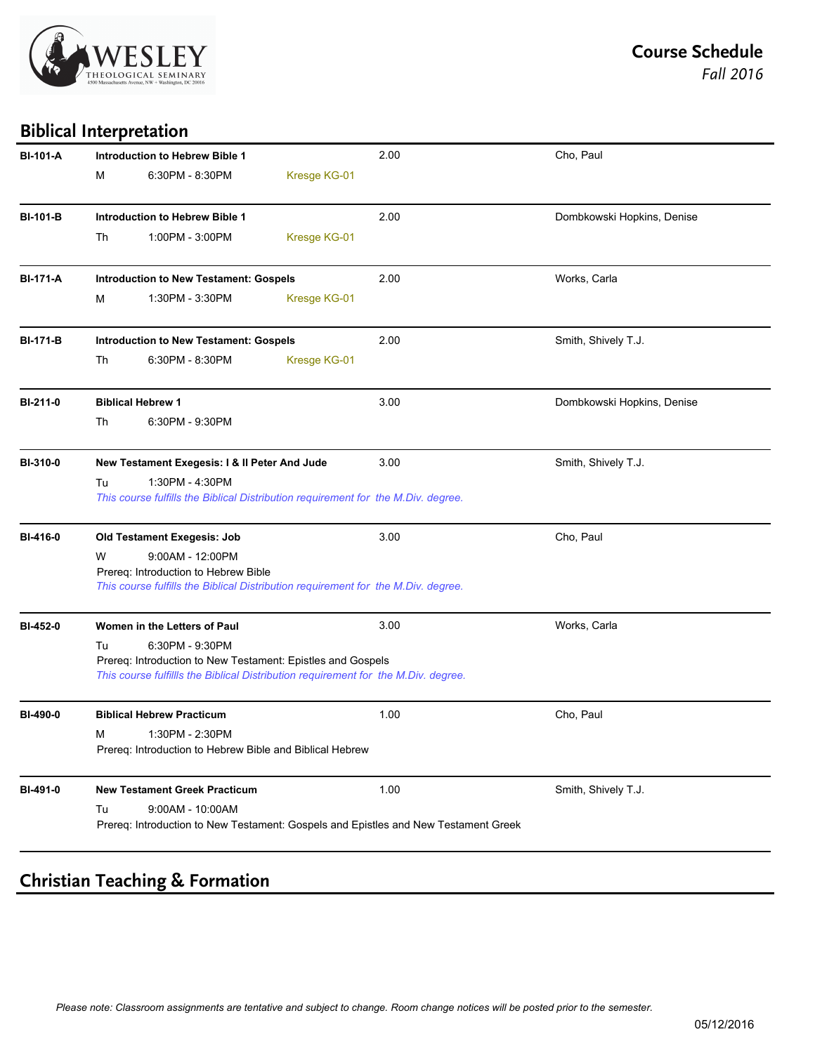# Course Schedule
*Fall 2016*

## Biblical Interpretation

| Course | Title / Schedule | Credits | Instructor |
|---|---|---|---|
| **BI-101-A** | **Introduction to Hebrew Bible 1**<br>M 6:30PM - 8:30PM Kresge KG-01 | 2.00 | Cho, Paul |
| **BI-101-B** | **Introduction to Hebrew Bible 1**<br>Th 1:00PM - 3:00PM Kresge KG-01 | 2.00 | Dombkowski Hopkins, Denise |
| **BI-171-A** | **Introduction to New Testament: Gospels**<br>M 1:30PM - 3:30PM Kresge KG-01 | 2.00 | Works, Carla |
| **BI-171-B** | **Introduction to New Testament: Gospels**<br>Th 6:30PM - 8:30PM Kresge KG-01 | 2.00 | Smith, Shively T.J. |
| **BI-211-0** | **Biblical Hebrew 1**<br>Th 6:30PM - 9:30PM | 3.00 | Dombkowski Hopkins, Denise |
| **BI-310-0** | **New Testament Exegesis: I & II Peter And Jude**<br>Tu 1:30PM - 4:30PM<br>*This course fulfills the Biblical Distribution requirement for the M.Div. degree.* | 3.00 | Smith, Shively T.J. |
| **BI-416-0** | **Old Testament Exegesis: Job**<br>W 9:00AM - 12:00PM<br>Prereq: Introduction to Hebrew Bible<br>*This course fulfills the Biblical Distribution requirement for the M.Div. degree.* | 3.00 | Cho, Paul |
| **BI-452-0** | **Women in the Letters of Paul**<br>Tu 6:30PM - 9:30PM<br>Prereq: Introduction to New Testament: Epistles and Gospels<br>*This course fulfillls the Biblical Distribution requirement for the M.Div. degree.* | 3.00 | Works, Carla |
| **BI-490-0** | **Biblical Hebrew Practicum**<br>M 1:30PM - 2:30PM<br>Prereq: Introduction to Hebrew Bible and Biblical Hebrew | 1.00 | Cho, Paul |
| **BI-491-0** | **New Testament Greek Practicum**<br>Tu 9:00AM - 10:00AM<br>Prereq: Introduction to New Testament: Gospels and Epistles and New Testament Greek | 1.00 | Smith, Shively T.J. |

## Christian Teaching & Formation

*Please note: Classroom assignments are tentative and subject to change. Room change notices will be posted prior to the semester.*

05/12/2016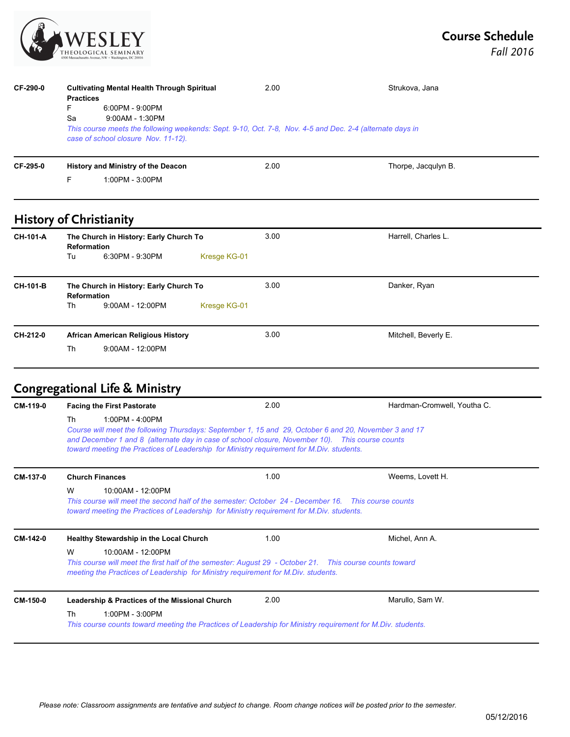| Course | Title / Schedule | Credits | Instructor |
|---|---|---|---|
| CF-290-0 | **Cultivating Mental Health Through Spiritual Practices**<br>F 6:00PM - 9:00PM<br>Sa 9:00AM - 1:30PM<br>*This course meets the following weekends: Sept. 9-10, Oct. 7-8, Nov. 4-5 and Dec. 2-4 (alternate days in case of school closure Nov. 11-12).* | 2.00 | Strukova, Jana |
| CF-295-0 | **History and Ministry of the Deacon**<br>F 1:00PM - 3:00PM | 2.00 | Thorpe, Jacqulyn B. |

## History of Christianity

| Course | Title / Schedule | Credits | Instructor |
|---|---|---|---|
| CH-101-A | **The Church in History: Early Church To Reformation**<br>Tu 6:30PM - 9:30PM Kresge KG-01 | 3.00 | Harrell, Charles L. |
| CH-101-B | **The Church in History: Early Church To Reformation**<br>Th 9:00AM - 12:00PM Kresge KG-01 | 3.00 | Danker, Ryan |
| CH-212-0 | **African American Religious History**<br>Th 9:00AM - 12:00PM | 3.00 | Mitchell, Beverly E. |

## Congregational Life & Ministry

| Course | Title / Schedule | Credits | Instructor |
|---|---|---|---|
| CM-119-0 | **Facing the First Pastorate**<br>Th 1:00PM - 4:00PM<br>*Course will meet the following Thursdays: September 1, 15 and 29, October 6 and 20, November 3 and 17 and December 1 and 8 (alternate day in case of school closure, November 10). This course counts toward meeting the Practices of Leadership for Ministry requirement for M.Div. students.* | 2.00 | Hardman-Cromwell, Youtha C. |
| CM-137-0 | **Church Finances**<br>W 10:00AM - 12:00PM<br>*This course will meet the second half of the semester: October 24 - December 16. This course counts toward meeting the Practices of Leadership for Ministry requirement for M.Div. students.* | 1.00 | Weems, Lovett H. |
| CM-142-0 | **Healthy Stewardship in the Local Church**<br>W 10:00AM - 12:00PM<br>*This course will meet the first half of the semester: August 29 - October 21. This course counts toward meeting the Practices of Leadership for Ministry requirement for M.Div. students.* | 1.00 | Michel, Ann A. |
| CM-150-0 | **Leadership & Practices of the Missional Church**<br>Th 1:00PM - 3:00PM<br>*This course counts toward meeting the Practices of Leadership for Ministry requirement for M.Div. students.* | 2.00 | Marullo, Sam W. |

*Please note: Classroom assignments are tentative and subject to change. Room change notices will be posted prior to the semester.*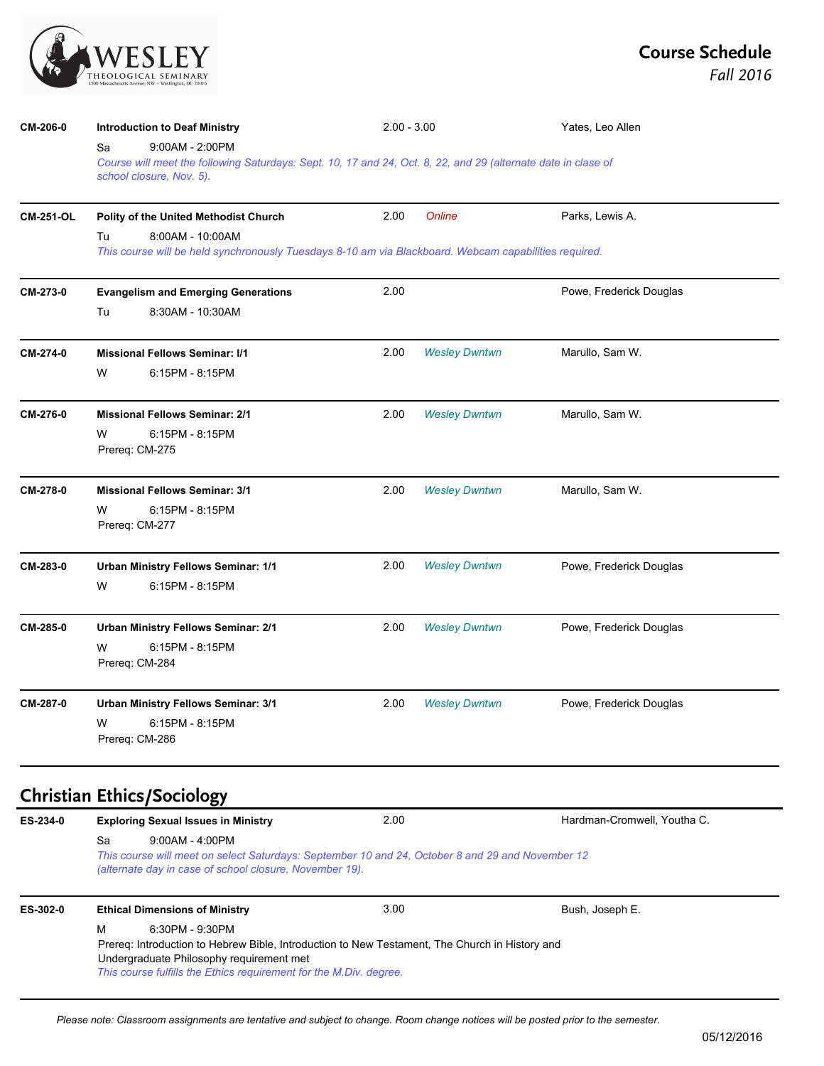| Course | Title / Schedule | Credits | Location | Instructor |
| --- | --- | --- | --- | --- |
| **CM-206-0** | **Introduction to Deaf Ministry**<br>Sa 9:00AM - 2:00PM<br>*Course will meet the following Saturdays: Sept. 10, 17 and 24, Oct. 8, 22, and 29 (alternate date in clase of school closure, Nov. 5).* | 2.00 - 3.00 | | Yates, Leo Allen |
| **CM-251-OL** | **Polity of the United Methodist Church**<br>Tu 8:00AM - 10:00AM<br>*This course will be held synchronously Tuesdays 8-10 am via Blackboard. Webcam capabilities required.* | 2.00 | *Online* | Parks, Lewis A. |
| **CM-273-0** | **Evangelism and Emerging Generations**<br>Tu 8:30AM - 10:30AM | 2.00 | | Powe, Frederick Douglas |
| **CM-274-0** | **Missional Fellows Seminar: I/1**<br>W 6:15PM - 8:15PM | 2.00 | *Wesley Dwntwn* | Marullo, Sam W. |
| **CM-276-0** | **Missional Fellows Seminar: 2/1**<br>W 6:15PM - 8:15PM<br>Prereq: CM-275 | 2.00 | *Wesley Dwntwn* | Marullo, Sam W. |
| **CM-278-0** | **Missional Fellows Seminar: 3/1**<br>W 6:15PM - 8:15PM<br>Prereq: CM-277 | 2.00 | *Wesley Dwntwn* | Marullo, Sam W. |
| **CM-283-0** | **Urban Ministry Fellows Seminar: 1/1**<br>W 6:15PM - 8:15PM | 2.00 | *Wesley Dwntwn* | Powe, Frederick Douglas |
| **CM-285-0** | **Urban Ministry Fellows Seminar: 2/1**<br>W 6:15PM - 8:15PM<br>Prereq: CM-284 | 2.00 | *Wesley Dwntwn* | Powe, Frederick Douglas |
| **CM-287-0** | **Urban Ministry Fellows Seminar: 3/1**<br>W 6:15PM - 8:15PM<br>Prereq: CM-286 | 2.00 | *Wesley Dwntwn* | Powe, Frederick Douglas |

## Christian Ethics/Sociology

| Course | Title / Schedule | Credits | Location | Instructor |
| --- | --- | --- | --- | --- |
| **ES-234-0** | **Exploring Sexual Issues in Ministry**<br>Sa 9:00AM - 4:00PM<br>*This course will meet on select Saturdays: September 10 and 24, October 8 and 29 and November 12 (alternate day in case of school closure, November 19).* | 2.00 | | Hardman-Cromwell, Youtha C. |
| **ES-302-0** | **Ethical Dimensions of Ministry**<br>M 6:30PM - 9:30PM<br>Prereq: Introduction to Hebrew Bible, Introduction to New Testament, The Church in History and Undergraduate Philosophy requirement met<br>*This course fulfills the Ethics requirement for the M.Div. degree.* | 3.00 | | Bush, Joseph E. |

*Please note: Classroom assignments are tentative and subject to change. Room change notices will be posted prior to the semester.*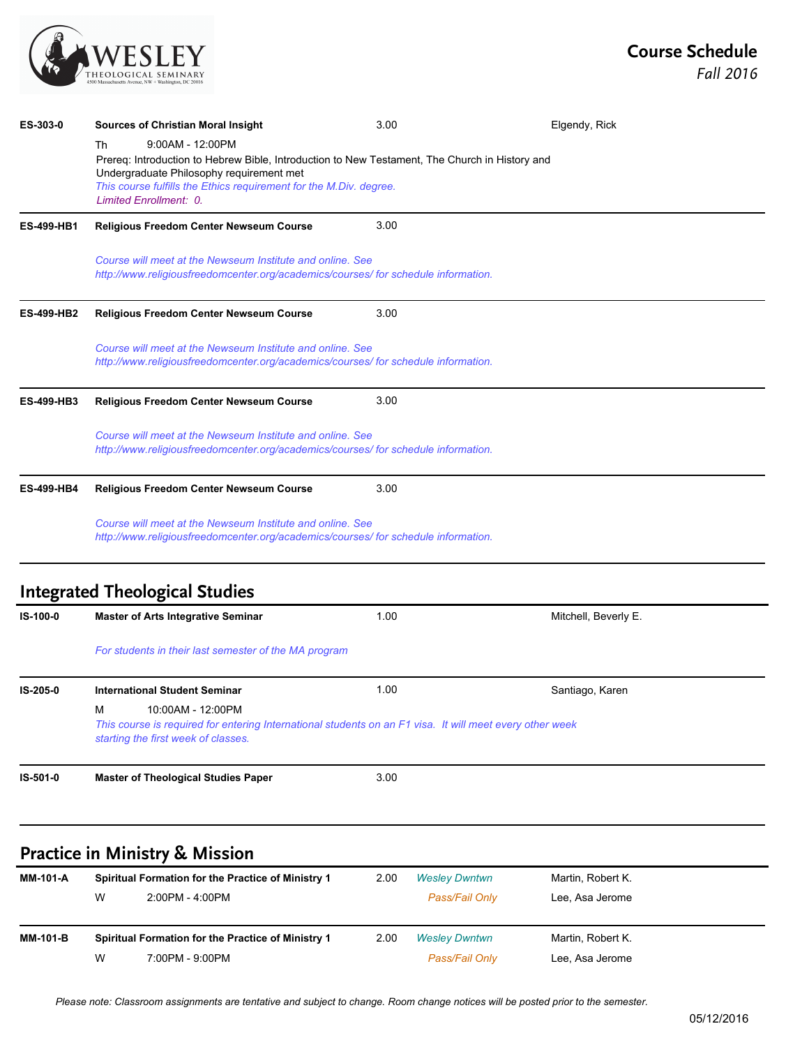**ES-303-0** | **Sources of Christian Moral Insight** | 3.00 | Elgendy, Rick

Th 9:00AM - 12:00PM

Prereq: Introduction to Hebrew Bible, Introduction to New Testament, The Church in History and Undergraduate Philosophy requirement met

*This course fulfills the Ethics requirement for the M.Div. degree.*

*Limited Enrollment: 0.*

---

**ES-499-HB1** | **Religious Freedom Center Newseum Course** | 3.00

*Course will meet at the Newseum Institute and online. See http://www.religiousfreedomcenter.org/academics/courses/ for schedule information.*

---

**ES-499-HB2** | **Religious Freedom Center Newseum Course** | 3.00

*Course will meet at the Newseum Institute and online. See http://www.religiousfreedomcenter.org/academics/courses/ for schedule information.*

---

**ES-499-HB3** | **Religious Freedom Center Newseum Course** | 3.00

*Course will meet at the Newseum Institute and online. See http://www.religiousfreedomcenter.org/academics/courses/ for schedule information.*

---

**ES-499-HB4** | **Religious Freedom Center Newseum Course** | 3.00

*Course will meet at the Newseum Institute and online. See http://www.religiousfreedomcenter.org/academics/courses/ for schedule information.*

---

## Integrated Theological Studies

**IS-100-0** | **Master of Arts Integrative Seminar** | 1.00 | Mitchell, Beverly E.

*For students in their last semester of the MA program*

---

**IS-205-0** | **International Student Seminar** | 1.00 | Santiago, Karen

M 10:00AM - 12:00PM

*This course is required for entering International students on an F1 visa. It will meet every other week starting the first week of classes.*

---

**IS-501-0** | **Master of Theological Studies Paper** | 3.00

---

## Practice in Ministry & Mission

**MM-101-A** | **Spiritual Formation for the Practice of Ministry 1** | 2.00 | *Wesley Dwntwn* | Martin, Robert K.; Lee, Asa Jerome

W 2:00PM - 4:00PM | *Pass/Fail Only*

---

**MM-101-B** | **Spiritual Formation for the Practice of Ministry 1** | 2.00 | *Wesley Dwntwn* | Martin, Robert K.; Lee, Asa Jerome

W 7:00PM - 9:00PM | *Pass/Fail Only*

*Please note: Classroom assignments are tentative and subject to change. Room change notices will be posted prior to the semester.*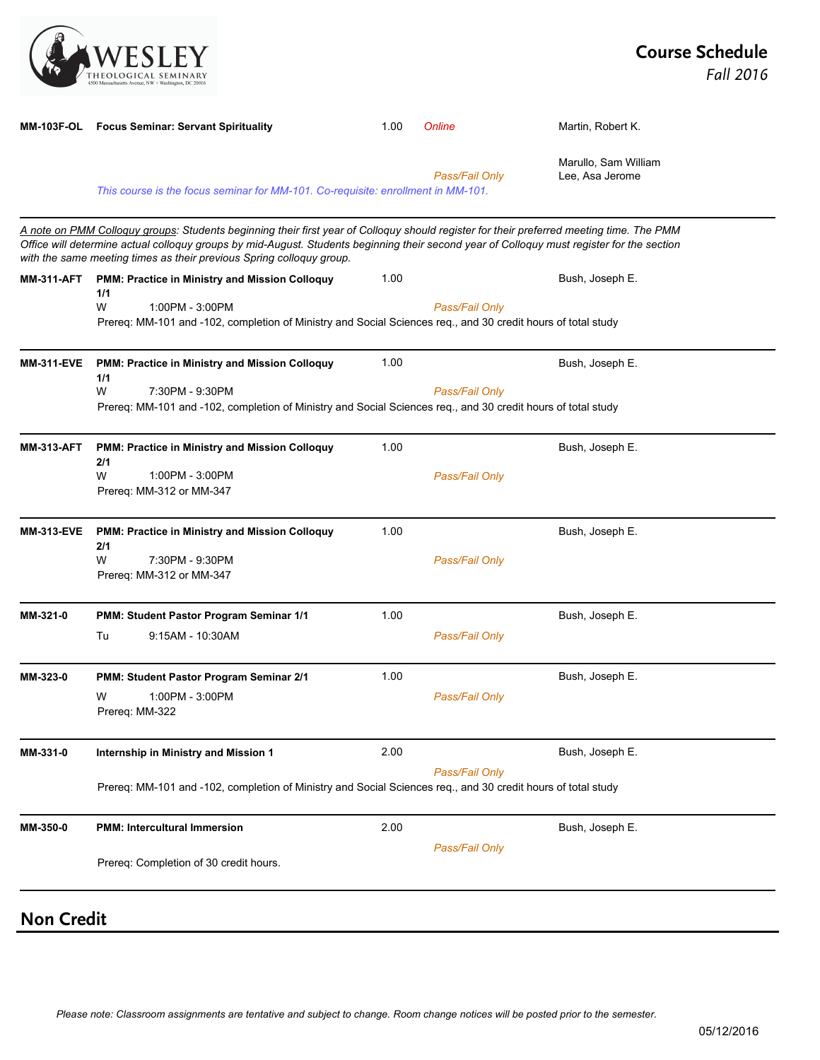| Course | Title | Credits | Format | Instructor |
|---|---|---|---|---|
| **MM-103F-OL** | **Focus Seminar: Servant Spirituality** | 1.00 | *Online* | Martin, Robert K. |
| | | | *Pass/Fail Only* | Marullo, Sam William<br>Lee, Asa Jerome |
| | *This course is the focus seminar for MM-101. Co-requisite: enrollment in MM-101.* | | | |

*<u>A note on PMM Colloquy groups</u>: Students beginning their first year of Colloquy should register for their preferred meeting time. The PMM Office will determine actual colloquy groups by mid-August. Students beginning their second year of Colloquy must register for the section with the same meeting times as their previous Spring colloquy group.*

| Course | Title | Credits | Format | Instructor |
|---|---|---|---|---|
| **MM-311-AFT** | **PMM: Practice in Ministry and Mission Colloquy 1/1** | 1.00 | | Bush, Joseph E. |
| | W 1:00PM - 3:00PM | | *Pass/Fail Only* | |
| | Prereq: MM-101 and -102, completion of Ministry and Social Sciences req., and 30 credit hours of total study | | | |
| **MM-311-EVE** | **PMM: Practice in Ministry and Mission Colloquy 1/1** | 1.00 | | Bush, Joseph E. |
| | W 7:30PM - 9:30PM | | *Pass/Fail Only* | |
| | Prereq: MM-101 and -102, completion of Ministry and Social Sciences req., and 30 credit hours of total study | | | |
| **MM-313-AFT** | **PMM: Practice in Ministry and Mission Colloquy 2/1** | 1.00 | | Bush, Joseph E. |
| | W 1:00PM - 3:00PM | | *Pass/Fail Only* | |
| | Prereq: MM-312 or MM-347 | | | |
| **MM-313-EVE** | **PMM: Practice in Ministry and Mission Colloquy 2/1** | 1.00 | | Bush, Joseph E. |
| | W 7:30PM - 9:30PM | | *Pass/Fail Only* | |
| | Prereq: MM-312 or MM-347 | | | |
| **MM-321-0** | **PMM: Student Pastor Program Seminar 1/1** | 1.00 | | Bush, Joseph E. |
| | Tu 9:15AM - 10:30AM | | *Pass/Fail Only* | |
| **MM-323-0** | **PMM: Student Pastor Program Seminar 2/1** | 1.00 | | Bush, Joseph E. |
| | W 1:00PM - 3:00PM | | *Pass/Fail Only* | |
| | Prereq: MM-322 | | | |
| **MM-331-0** | **Internship in Ministry and Mission 1** | 2.00 | | Bush, Joseph E. |
| | | | *Pass/Fail Only* | |
| | Prereq: MM-101 and -102, completion of Ministry and Social Sciences req., and 30 credit hours of total study | | | |
| **MM-350-0** | **PMM: Intercultural Immersion** | 2.00 | | Bush, Joseph E. |
| | | | *Pass/Fail Only* | |
| | Prereq: Completion of 30 credit hours. | | | |

## Non Credit

*Please note: Classroom assignments are tentative and subject to change. Room change notices will be posted prior to the semester.*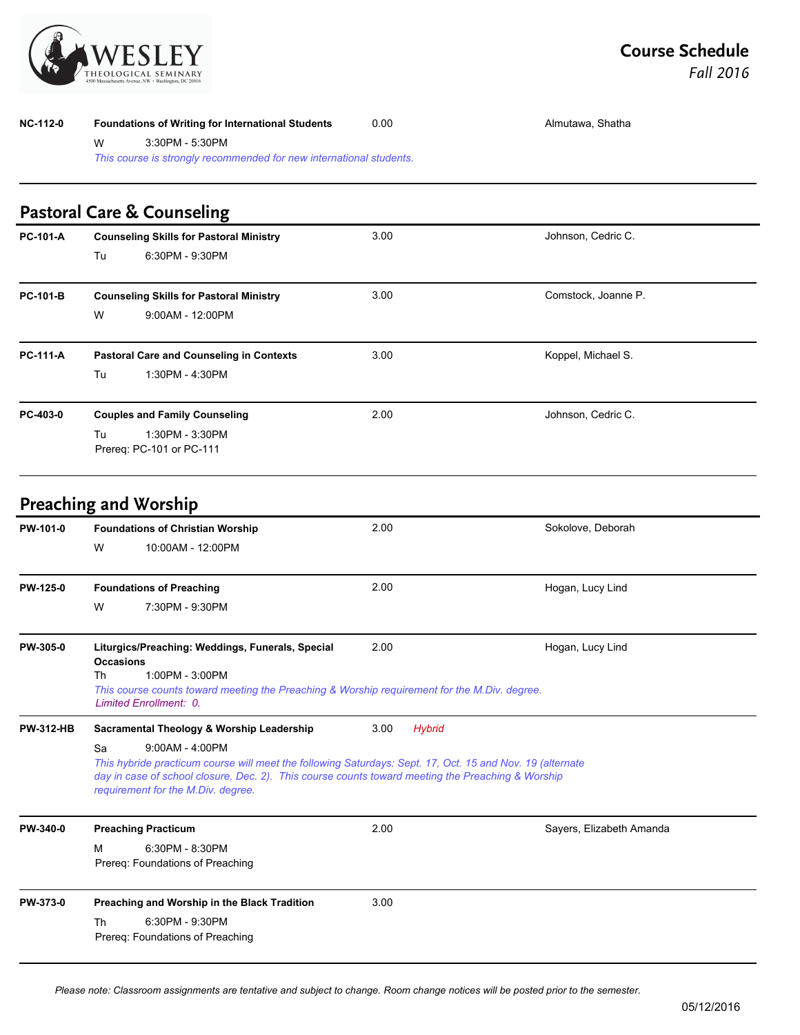| | | | |
|---|---|---|---|
| **NC-112-0** | **Foundations of Writing for International Students**<br>W 3:30PM - 5:30PM<br>*This course is strongly recommended for new international students.* | 0.00 | Almutawa, Shatha |

## Pastoral Care & Counseling

| | | | |
|---|---|---|---|
| **PC-101-A** | **Counseling Skills for Pastoral Ministry**<br>Tu 6:30PM - 9:30PM | 3.00 | Johnson, Cedric C. |
| **PC-101-B** | **Counseling Skills for Pastoral Ministry**<br>W 9:00AM - 12:00PM | 3.00 | Comstock, Joanne P. |
| **PC-111-A** | **Pastoral Care and Counseling in Contexts**<br>Tu 1:30PM - 4:30PM | 3.00 | Koppel, Michael S. |
| **PC-403-0** | **Couples and Family Counseling**<br>Tu 1:30PM - 3:30PM<br>Prereq: PC-101 or PC-111 | 2.00 | Johnson, Cedric C. |

## Preaching and Worship

| | | | |
|---|---|---|---|
| **PW-101-0** | **Foundations of Christian Worship**<br>W 10:00AM - 12:00PM | 2.00 | Sokolove, Deborah |
| **PW-125-0** | **Foundations of Preaching**<br>W 7:30PM - 9:30PM | 2.00 | Hogan, Lucy Lind |
| **PW-305-0** | **Liturgics/Preaching: Weddings, Funerals, Special Occasions**<br>Th 1:00PM - 3:00PM<br>*This course counts toward meeting the Preaching & Worship requirement for the M.Div. degree.*<br>*Limited Enrollment: 0.* | 2.00 | Hogan, Lucy Lind |
| **PW-312-HB** | **Sacramental Theology & Worship Leadership**<br>Sa 9:00AM - 4:00PM<br>*This hybride practicum course will meet the following Saturdays: Sept. 17, Oct. 15 and Nov. 19 (alternate day in case of school closure, Dec. 2). This course counts toward meeting the Preaching & Worship requirement for the M.Div. degree.* | 3.00 *Hybrid* | |
| **PW-340-0** | **Preaching Practicum**<br>M 6:30PM - 8:30PM<br>Prereq: Foundations of Preaching | 2.00 | Sayers, Elizabeth Amanda |
| **PW-373-0** | **Preaching and Worship in the Black Tradition**<br>Th 6:30PM - 9:30PM<br>Prereq: Foundations of Preaching | 3.00 | |

*Please note: Classroom assignments are tentative and subject to change. Room change notices will be posted prior to the semester.*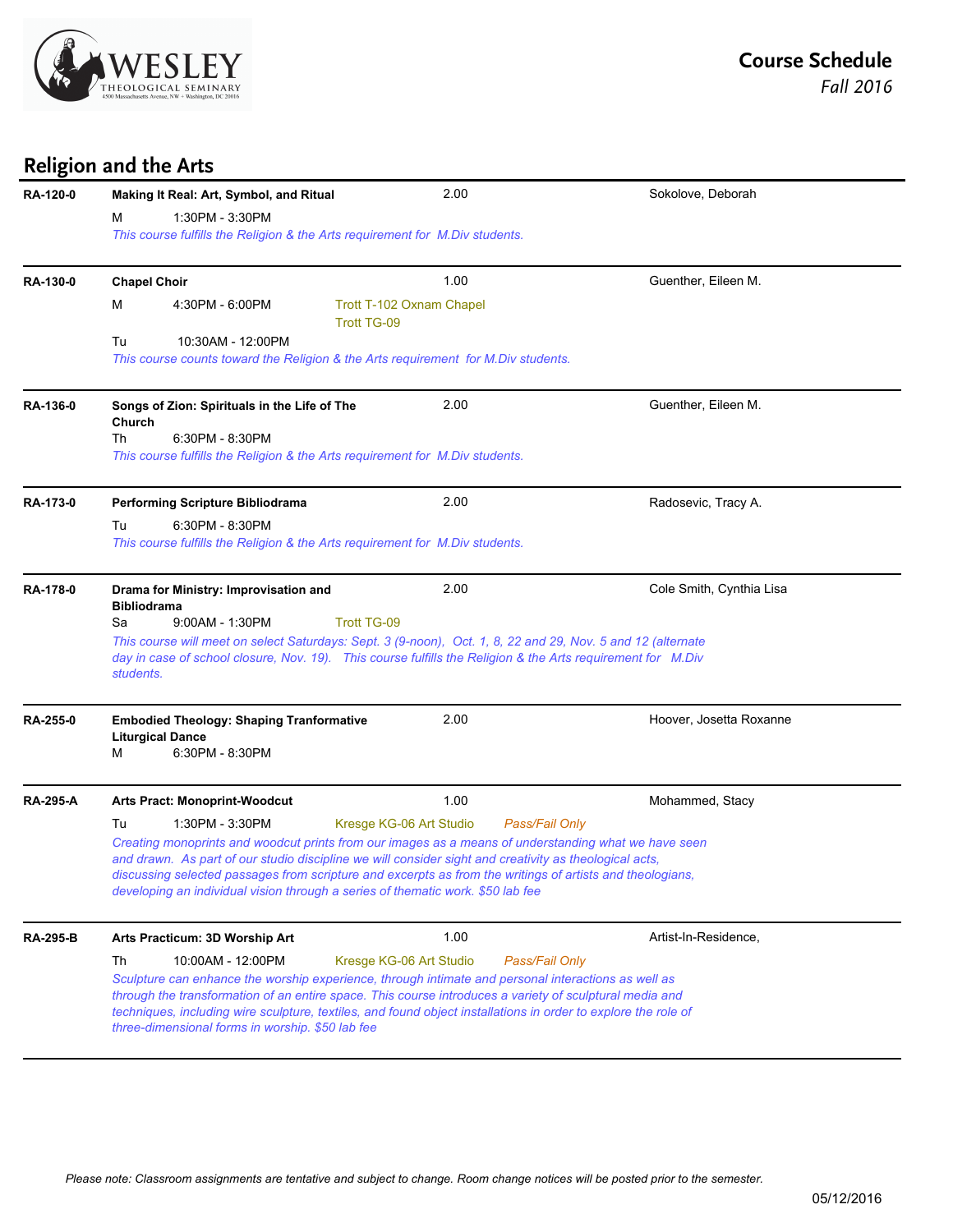# Course Schedule
*Fall 2016*

## Religion and the Arts

**RA-120-0** — **Making It Real: Art, Symbol, and Ritual** — 2.00 — Sokolove, Deborah

M 1:30PM - 3:30PM

*This course fulfills the Religion & the Arts requirement for M.Div students.*

---

**RA-130-0** — **Chapel Choir** — 1.00 — Guenther, Eileen M.

M 4:30PM - 6:00PM Trott T-102 Oxnam Chapel
Trott TG-09

Tu 10:30AM - 12:00PM

*This course counts toward the Religion & the Arts requirement for M.Div students.*

---

**RA-136-0** — **Songs of Zion: Spirituals in the Life of The Church** — 2.00 — Guenther, Eileen M.

Th 6:30PM - 8:30PM

*This course fulfills the Religion & the Arts requirement for M.Div students.*

---

**RA-173-0** — **Performing Scripture Bibliodrama** — 2.00 — Radosevic, Tracy A.

Tu 6:30PM - 8:30PM

*This course fulfills the Religion & the Arts requirement for M.Div students.*

---

**RA-178-0** — **Drama for Ministry: Improvisation and Bibliodrama** — 2.00 — Cole Smith, Cynthia Lisa

Sa 9:00AM - 1:30PM Trott TG-09

*This course will meet on select Saturdays: Sept. 3 (9-noon), Oct. 1, 8, 22 and 29, Nov. 5 and 12 (alternate day in case of school closure, Nov. 19). This course fulfills the Religion & the Arts requirement for M.Div students.*

---

**RA-255-0** — **Embodied Theology: Shaping Tranformative Liturgical Dance** — 2.00 — Hoover, Josetta Roxanne

M 6:30PM - 8:30PM

---

**RA-295-A** — **Arts Pract: Monoprint-Woodcut** — 1.00 — Mohammed, Stacy

Tu 1:30PM - 3:30PM Kresge KG-06 Art Studio *Pass/Fail Only*

*Creating monoprints and woodcut prints from our images as a means of understanding what we have seen and drawn. As part of our studio discipline we will consider sight and creativity as theological acts, discussing selected passages from scripture and excerpts as from the writings of artists and theologians, developing an individual vision through a series of thematic work. $50 lab fee*

---

**RA-295-B** — **Arts Practicum: 3D Worship Art** — 1.00 — Artist-In-Residence,

Th 10:00AM - 12:00PM Kresge KG-06 Art Studio *Pass/Fail Only*

*Sculpture can enhance the worship experience, through intimate and personal interactions as well as through the transformation of an entire space. This course introduces a variety of sculptural media and techniques, including wire sculpture, textiles, and found object installations in order to explore the role of three-dimensional forms in worship. $50 lab fee*

---

*Please note: Classroom assignments are tentative and subject to change. Room change notices will be posted prior to the semester.*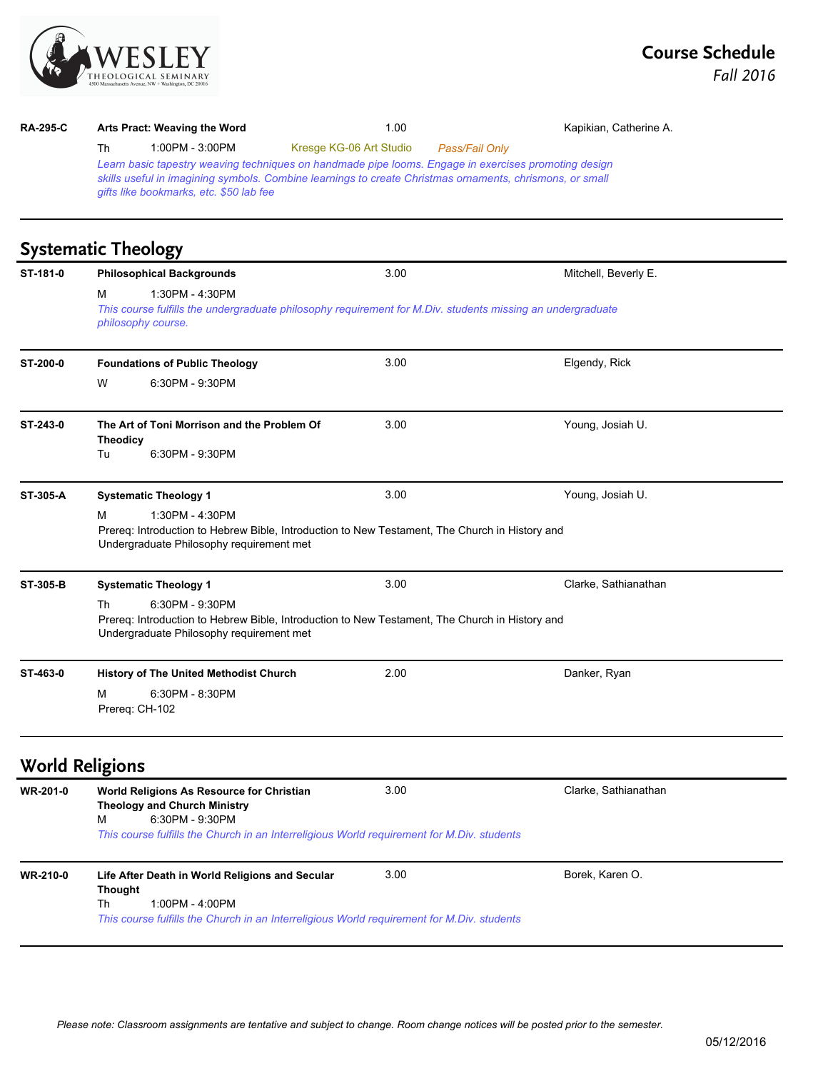| | | | |
|---|---|---|---|
| **RA-295-C** | **Arts Pract: Weaving the Word** | 1.00 | Kapikian, Catherine A. |
| | Th 1:00PM - 3:00PM Kresge KG-06 Art Studio *Pass/Fail Only* | | |
| | *Learn basic tapestry weaving techniques on handmade pipe looms. Engage in exercises promoting design skills useful in imagining symbols. Combine learnings to create Christmas ornaments, chrismons, or small gifts like bookmarks, etc. $50 lab fee* | | |

## Systematic Theology

| | | | |
|---|---|---|---|
| **ST-181-0** | **Philosophical Backgrounds** | 3.00 | Mitchell, Beverly E. |
| | M 1:30PM - 4:30PM | | |
| | *This course fulfills the undergraduate philosophy requirement for M.Div. students missing an undergraduate philosophy course.* | | |
| **ST-200-0** | **Foundations of Public Theology** | 3.00 | Elgendy, Rick |
| | W 6:30PM - 9:30PM | | |
| **ST-243-0** | **The Art of Toni Morrison and the Problem Of Theodicy** | 3.00 | Young, Josiah U. |
| | Tu 6:30PM - 9:30PM | | |
| **ST-305-A** | **Systematic Theology 1** | 3.00 | Young, Josiah U. |
| | M 1:30PM - 4:30PM | | |
| | Prereq: Introduction to Hebrew Bible, Introduction to New Testament, The Church in History and Undergraduate Philosophy requirement met | | |
| **ST-305-B** | **Systematic Theology 1** | 3.00 | Clarke, Sathianathan |
| | Th 6:30PM - 9:30PM | | |
| | Prereq: Introduction to Hebrew Bible, Introduction to New Testament, The Church in History and Undergraduate Philosophy requirement met | | |
| **ST-463-0** | **History of The United Methodist Church** | 2.00 | Danker, Ryan |
| | M 6:30PM - 8:30PM | | |
| | Prereq: CH-102 | | |

## World Religions

| | | | |
|---|---|---|---|
| **WR-201-0** | **World Religions As Resource for Christian Theology and Church Ministry** | 3.00 | Clarke, Sathianathan |
| | M 6:30PM - 9:30PM | | |
| | *This course fulfills the Church in an Interreligious World requirement for M.Div. students* | | |
| **WR-210-0** | **Life After Death in World Religions and Secular Thought** | 3.00 | Borek, Karen O. |
| | Th 1:00PM - 4:00PM | | |
| | *This course fulfills the Church in an Interreligious World requirement for M.Div. students* | | |

*Please note: Classroom assignments are tentative and subject to change. Room change notices will be posted prior to the semester.*